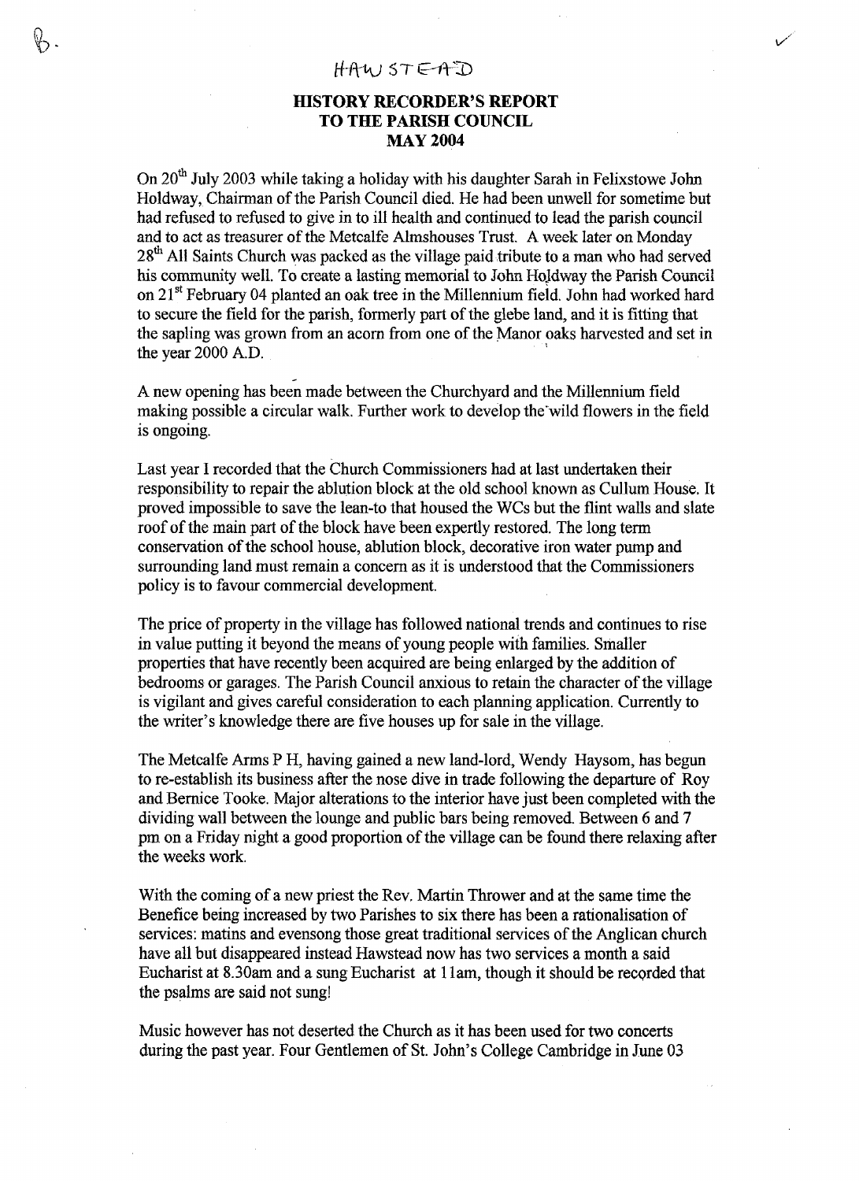HAWSTEAD

# HISTORY RECORDER'S REPORT TO THE PARISH COUNCIL MAY 2004

On 20th July 2003 while taking a holiday with his daughter Sarah in Felixstowe John Holdway, Chairman of the Parish Council died. He had been unwell for sometime but had refused to refused to give in to ill health and continued to lead the parish council and to act as treasurer of the Metcalfe Almshouses Trust. A week later on Monday 28th All Saints Church was packed as the village paid tribute to a man who had served his community well. To create a lasting memorial to John Holdway the Parish Council on 21st February 04 planted an oak tree in the Millennium field. John had worked hard to secure the field for the parish, formerly part of the glebe land, and it is fitting that the sapling was grown from an acorn from one of the Manor oaks harvested and set in the year 2000 A.D.

A new opening has been made between the Churchyard and the Millennium field making possible a circular walk. Further work to develop the wild flowers in the field is ongoing.

Last year I recorded that the Church Commissioners had at last undertaken their responsibility to repair the ablution block at the old school known as Cullum House. It proved impossible to save the lean-to that housed the WCs but the flint walls and slate roof of the main part of the block have been expertly restored. The long term conservation of the school house, ablution block, decorative iron water pump and surrounding land must remain a concern as it is understood that the Commissioners policy is to favour commercial development.

The price of property in the village has followed national trends and continues to rise in value putting it beyond the means of young people with families. Smaller properties that have recently been acquired are being enlarged by the addition of bedrooms or garages. The Parish Council anxious to retain the character of the village is vigilant and gives careful consideration to each planning application. Currently to the writer's knowledge there are five houses up for sale in the village.

The Metcalfe Arms P H, having gained a new land-lord, Wendy Haysom, has begun to re-establish its business after the nose dive in trade following the departure of Roy and Bernice Tooke. Major alterations to the interior have just been completed with the dividing wall between the lounge and public bars being removed. Between 6 and 7 pm on a Friday night a good proportion of the village can be found there relaxing after the weeks work.

With the coming of a new priest the Rev. Martin Thrower and at the same time the Benefice being increased by two Parishes to six there has been a rationalisation of services: matins and evensong those great traditional services of the Anglican church have all but disappeared instead Hawstead now has two services a month a said Eucharist at 8.30am and a sung Eucharist at 11am, though it should be recorded that the psalms are said not sung!

Music however has not deserted the Church as it has been used for two concerts during the past year. Four Gentlemen of St. John's College Cambridge in June 03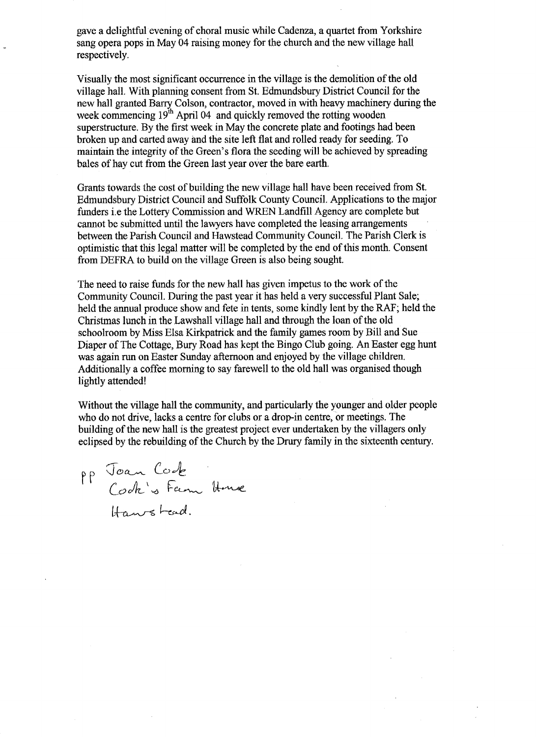gave a delightful evening of choral music while Cadenza, a quartet from Yorkshire sang opera pops in May 04 raising money for the church and the new village hall respectively.

Visually the most significant occurrence in the village is the demolition of the old village hall. With planning consent from St. Edmundsbury District Council for the new hall granted Barry Colson, contractor, moved in with heavy machinery during the week commencing 19th April 04 and quickly removed the rotting wooden superstructure. By the first week in May the concrete plate and footings had been broken up and carted away and the site left flat and rolled ready for seeding. To maintain the integrity of the Green's flora the seeding will be achieved by spreading bales of hay cut from the Green last year over the bare earth.

Grants towards the cost of building the new village hall have been received from St. Edmundsbury District Council and Suffolk County Council. Applications to the major funders i.e the Lottery Commission and WREN Landfill Agency are complete but cannot be submitted until the lawyers have completed the leasing arrangements between the Parish Council and Hawstead Community Council. The Parish Clerk is optimistic that this legal matter will be completed by the end of this month. Consent from DEFRA to build on the village Green is also being sought.

The need to raise funds for the new hall has given impetus to the work of the Community Council. During the past year it has held a very successful Plant Sale; held the annual produce show and fete in tents, some kindly lent by the RAF; held the Christmas lunch in the Lawshall village hall and through the loan of the old schoolroom by Miss Elsa Kirkpatrick and the family games room by Bill and Sue Diaper of The Cottage, Bury Road has kept the Bingo Club going. An Easter egg hunt was again run on Easter Sunday afternoon and enjoyed by the village children. Additionally a coffee morning to say farewell to the old hall was organised though lightly attended!

Without the village hall the community, and particularly the younger and older people who do not drive, lacks a centre for clubs or a drop-in centre, or meetings. The building of the new hall is the greatest project ever undertaken by the villagers only eclipsed by the rebuilding of the Church by the Drury family in the sixteenth century.

pp Joan Cook
Cook's Farm House
Hawstead.